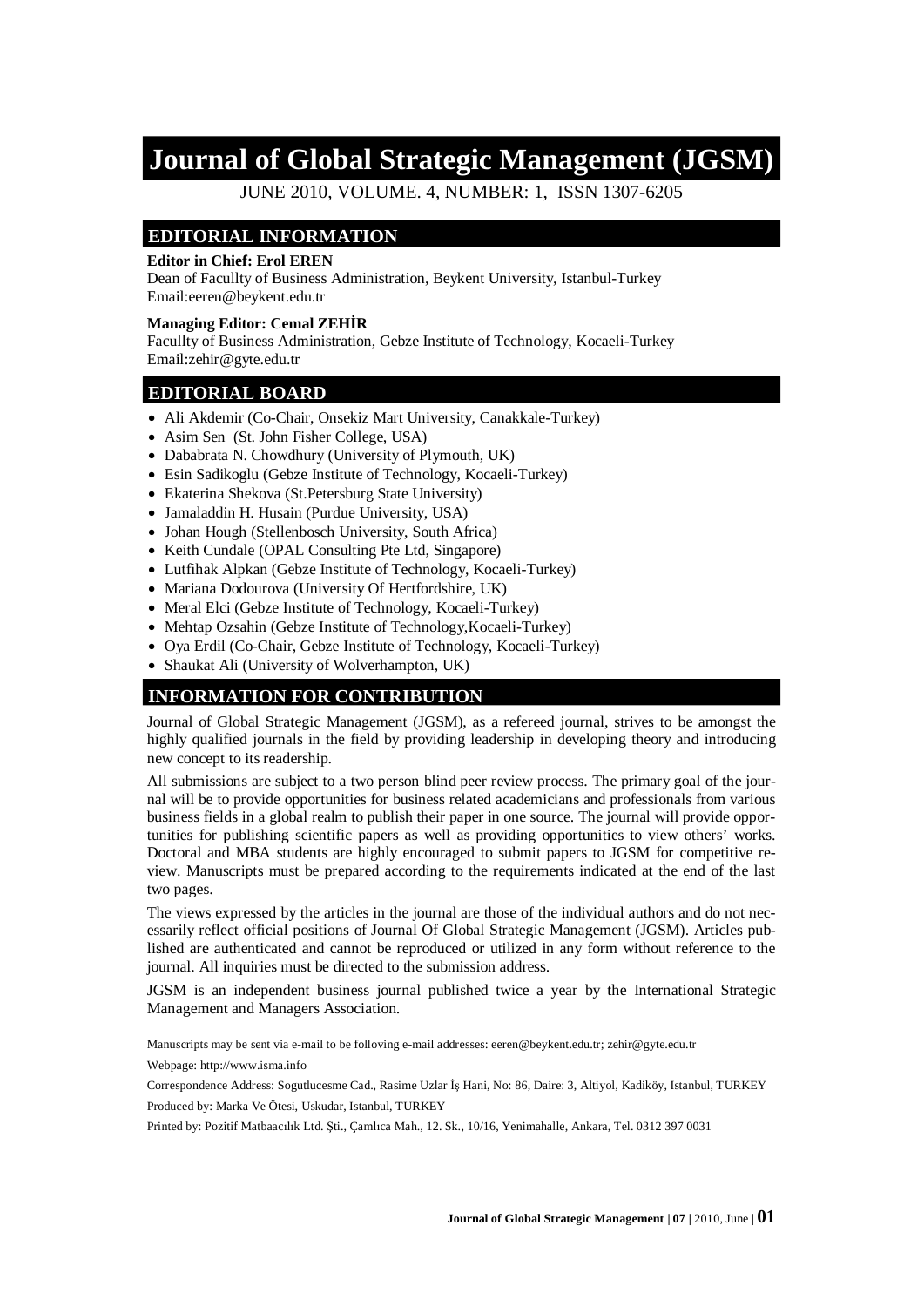# Journal of Global Strategic Management (JGSM)

JUNE 2010, VOLUME. 4, NUMBER: 1, ISSN 1307-6205

## EDITORIAL INFORMATION

**Editor in Chief: Erol EREN**
Dean of Facullty of Business Administration, Beykent University, Istanbul-Turkey
Email:eeren@beykent.edu.tr

**Managing Editor: Cemal ZEHİR**
Facullty of Business Administration, Gebze Institute of Technology, Kocaeli-Turkey
Email:zehir@gyte.edu.tr

## EDITORIAL BOARD

- Ali Akdemir (Co-Chair, Onsekiz Mart University, Canakkale-Turkey)
- Asim Sen (St. John Fisher College, USA)
- Dababrata N. Chowdhury (University of Plymouth, UK)
- Esin Sadikoglu (Gebze Institute of Technology, Kocaeli-Turkey)
- Ekaterina Shekova (St.Petersburg State University)
- Jamaladdin H. Husain (Purdue University, USA)
- Johan Hough (Stellenbosch University, South Africa)
- Keith Cundale (OPAL Consulting Pte Ltd, Singapore)
- Lutfihak Alpkan (Gebze Institute of Technology, Kocaeli-Turkey)
- Mariana Dodourova (University Of Hertfordshire, UK)
- Meral Elci (Gebze Institute of Technology, Kocaeli-Turkey)
- Mehtap Ozsahin (Gebze Institute of Technology,Kocaeli-Turkey)
- Oya Erdil (Co-Chair, Gebze Institute of Technology, Kocaeli-Turkey)
- Shaukat Ali (University of Wolverhampton, UK)

## INFORMATION FOR CONTRIBUTION

Journal of Global Strategic Management (JGSM), as a refereed journal, strives to be amongst the highly qualified journals in the field by providing leadership in developing theory and introducing new concept to its readership.

All submissions are subject to a two person blind peer review process. The primary goal of the journal will be to provide opportunities for business related academicians and professionals from various business fields in a global realm to publish their paper in one source. The journal will provide opportunities for publishing scientific papers as well as providing opportunities to view others' works. Doctoral and MBA students are highly encouraged to submit papers to JGSM for competitive review. Manuscripts must be prepared according to the requirements indicated at the end of the last two pages.

The views expressed by the articles in the journal are those of the individual authors and do not necessarily reflect official positions of Journal Of Global Strategic Management (JGSM). Articles published are authenticated and cannot be reproduced or utilized in any form without reference to the journal. All inquiries must be directed to the submission address.

JGSM is an independent business journal published twice a year by the International Strategic Management and Managers Association.

Manuscripts may be sent via e-mail to be following e-mail addresses: eeren@beykent.edu.tr; zehir@gyte.edu.tr

Webpage: http://www.isma.info

Correspondence Address: Sogutlucesme Cad., Rasime Uzlar İş Hani, No: 86, Daire: 3, Altiyol, Kadiköy, Istanbul, TURKEY

Produced by: Marka Ve Ötesi, Uskudar, Istanbul, TURKEY

Printed by: Pozitif Matbaacılık Ltd. Şti., Çamlıca Mah., 12. Sk., 10/16, Yenimahalle, Ankara, Tel. 0312 397 0031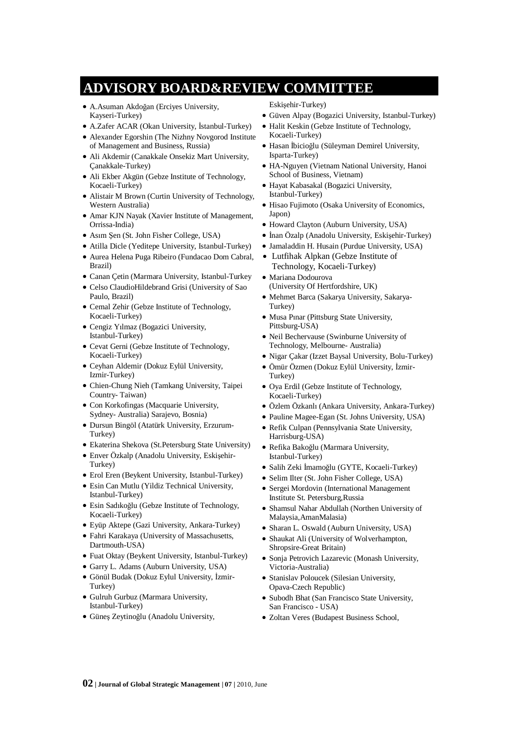# ADVISORY BOARD&REVIEW COMMITTEE

- A.Asuman Akdoğan (Erciyes University, Kayseri-Turkey)
- A.Zafer ACAR (Okan University, İstanbul-Turkey)
- Alexander Egorshin (The Nizhny Novgorod Institute of Management and Business, Russia)
- Ali Akdemir (Canakkale Onsekiz Mart University, Çanakkale-Turkey)
- Ali Ekber Akgün (Gebze Institute of Technology, Kocaeli-Turkey)
- Alistair M Brown (Curtin University of Technology, Western Australia)
- Amar KJN Nayak (Xavier Institute of Management, Orrissa-India)
- Asım Şen (St. John Fisher College, USA)
- Atilla Dicle (Yeditepe University, Istanbul-Turkey)
- Aurea Helena Puga Ribeiro (Fundacao Dom Cabral, Brazil)
- Canan Çetin (Marmara University, Istanbul-Turkey
- Celso ClaudioHildebrand Grisi (University of Sao Paulo, Brazil)
- Cemal Zehir (Gebze Institute of Technology, Kocaeli-Turkey)
- Cengiz Yılmaz (Bogazici University, Istanbul-Turkey)
- Cevat Gerni (Gebze Institute of Technology, Kocaeli-Turkey)
- Ceyhan Aldemir (Dokuz Eylül University, Izmir-Turkey)
- Chien-Chung Nieh (Tamkang University, Taipei Country- Taiwan)
- Con Korkofingas (Macquarie University, Sydney- Australia) Sarajevo, Bosnia)
- Dursun Bingöl (Atatürk University, Erzurum-Turkey)
- Ekaterina Shekova (St.Petersburg State University)
- Enver Özkalp (Anadolu University, Eskişehir-Turkey)
- Erol Eren (Beykent University, Istanbul-Turkey)
- Esin Can Mutlu (Yildiz Technical University, Istanbul-Turkey)
- Esin Sadıkoğlu (Gebze Institute of Technology, Kocaeli-Turkey)
- Eyüp Aktepe (Gazi University, Ankara-Turkey)
- Fahri Karakaya (University of Massachusetts, Dartmouth-USA)
- Fuat Oktay (Beykent University, Istanbul-Turkey)
- Garry L. Adams (Auburn University, USA)
- Gönül Budak (Dokuz Eylul University, İzmir-Turkey)
- Gulruh Gurbuz (Marmara University, Istanbul-Turkey)
- Güneş Zeytinoğlu (Anadolu University, Eskişehir-Turkey)
- Güven Alpay (Bogazici University, Istanbul-Turkey)
- Halit Keskin (Gebze Institute of Technology, Kocaeli-Turkey)
- Hasan İbicioğlu (Süleyman Demirel University, Isparta-Turkey)
- HA-Nguyen (Vietnam National University, Hanoi School of Business, Vietnam)
- Hayat Kabasakal (Bogazici University, Istanbul-Turkey)
- Hisao Fujimoto (Osaka University of Economics, Japon)
- Howard Clayton (Auburn University, USA)
- İnan Özalp (Anadolu University, Eskişehir-Turkey)
- Jamaladdin H. Husain (Purdue University, USA)
- Lutfihak Alpkan (Gebze Institute of Technology, Kocaeli-Turkey)
- Mariana Dodourova (University Of Hertfordshire, UK)
- Mehmet Barca (Sakarya University, Sakarya-Turkey)
- Musa Pınar (Pittsburg State University, Pittsburg-USA)
- Neil Bechervause (Swinburne University of Technology, Melbourne- Australia)
- Nigar Çakar (Izzet Baysal University, Bolu-Turkey)
- Ömür Özmen (Dokuz Eylül University, İzmir-Turkey)
- Oya Erdil (Gebze Institute of Technology, Kocaeli-Turkey)
- Özlem Özkanlı (Ankara University, Ankara-Turkey)
- Pauline Magee-Egan (St. Johns University, USA)
- Refik Culpan (Pennsylvania State University, Harrisburg-USA)
- Refika Bakoğlu (Marmara University, Istanbul-Turkey)
- Salih Zeki İmamoğlu (GYTE, Kocaeli-Turkey)
- Selim Ilter (St. John Fisher College, USA)
- Sergei Mordovin (International Management Institute St. Petersburg,Russia
- Shamsul Nahar Abdullah (Northen University of Malaysia,AmanMalasia)
- Sharan L. Oswald (Auburn University, USA)
- Shaukat Ali (University of Wolverhampton, Shropsire-Great Britain)
- Sonja Petrovich Lazarevic (Monash University, Victoria-Australia)
- Stanislav Poloucek (Silesian University, Opava-Czech Republic)
- Subodh Bhat (San Francisco State University, San Francisco - USA)
- Zoltan Veres (Budapest Business School,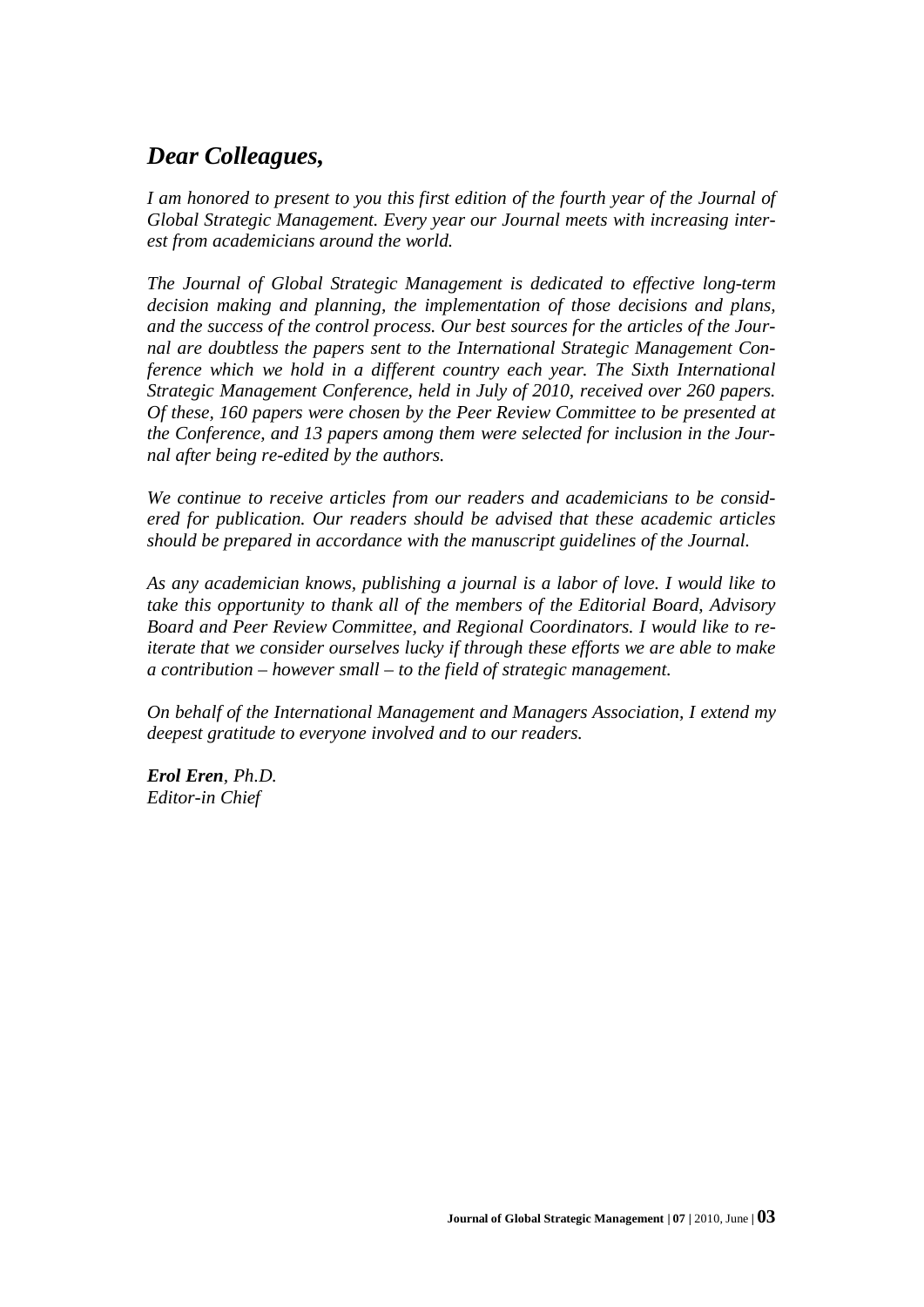## *Dear Colleagues,*

*I am honored to present to you this first edition of the fourth year of the Journal of Global Strategic Management. Every year our Journal meets with increasing interest from academicians around the world.*

*The Journal of Global Strategic Management is dedicated to effective long-term decision making and planning, the implementation of those decisions and plans, and the success of the control process. Our best sources for the articles of the Journal are doubtless the papers sent to the International Strategic Management Conference which we hold in a different country each year. The Sixth International Strategic Management Conference, held in July of 2010, received over 260 papers. Of these, 160 papers were chosen by the Peer Review Committee to be presented at the Conference, and 13 papers among them were selected for inclusion in the Journal after being re-edited by the authors.*

*We continue to receive articles from our readers and academicians to be considered for publication. Our readers should be advised that these academic articles should be prepared in accordance with the manuscript guidelines of the Journal.*

*As any academician knows, publishing a journal is a labor of love. I would like to take this opportunity to thank all of the members of the Editorial Board, Advisory Board and Peer Review Committee, and Regional Coordinators. I would like to reiterate that we consider ourselves lucky if through these efforts we are able to make a contribution – however small – to the field of strategic management.*

*On behalf of the International Management and Managers Association, I extend my deepest gratitude to everyone involved and to our readers.*

***Erol Eren**, Ph.D.*
*Editor-in Chief*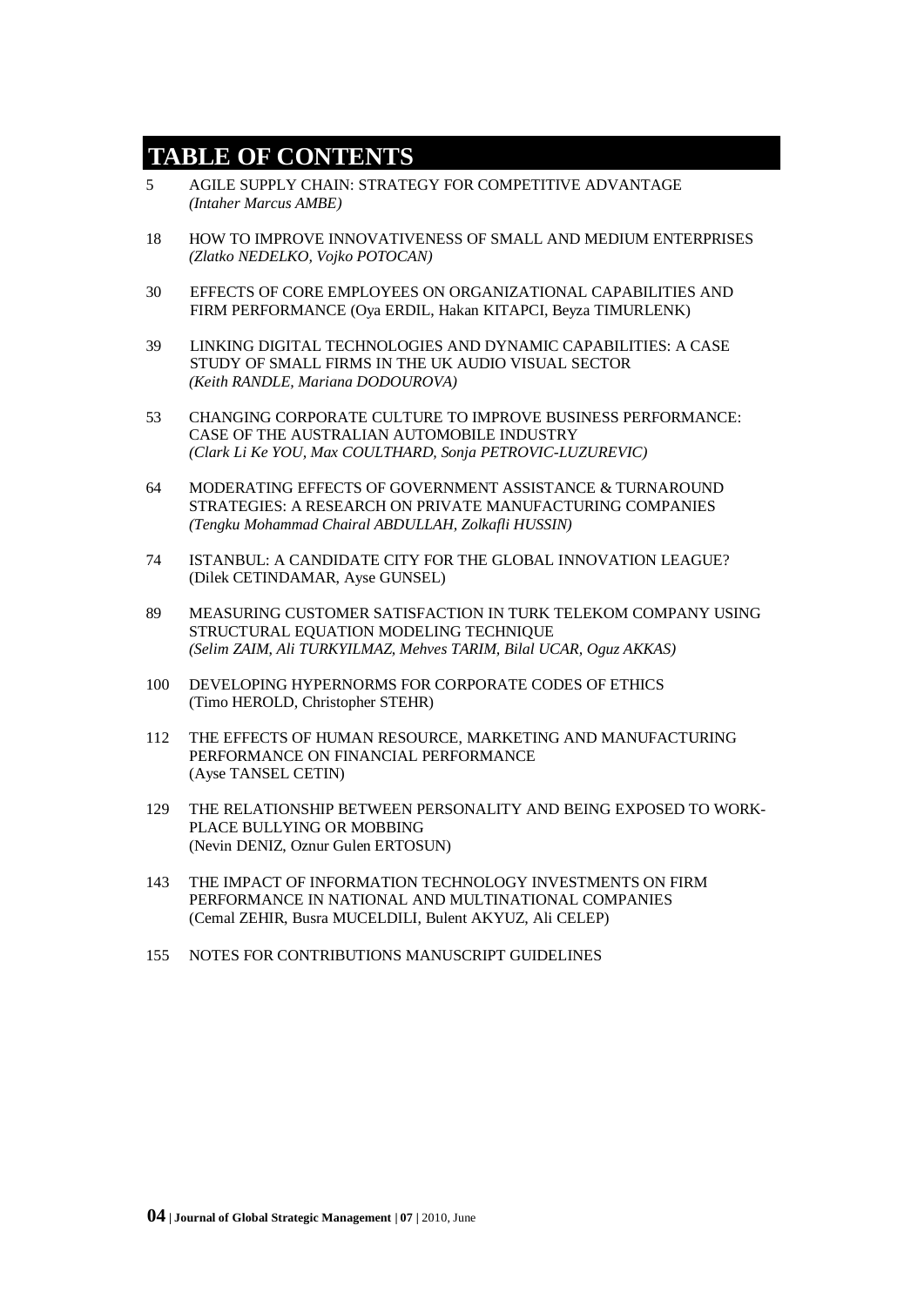# TABLE OF CONTENTS

5 AGILE SUPPLY CHAIN: STRATEGY FOR COMPETITIVE ADVANTAGE
*(Intaher Marcus AMBE)*

18 HOW TO IMPROVE INNOVATIVENESS OF SMALL AND MEDIUM ENTERPRISES
*(Zlatko NEDELKO, Vojko POTOCAN)*

30 EFFECTS OF CORE EMPLOYEES ON ORGANIZATIONAL CAPABILITIES AND FIRM PERFORMANCE (Oya ERDIL, Hakan KITAPCI, Beyza TIMURLENK)

39 LINKING DIGITAL TECHNOLOGIES AND DYNAMIC CAPABILITIES: A CASE STUDY OF SMALL FIRMS IN THE UK AUDIO VISUAL SECTOR
*(Keith RANDLE, Mariana DODOUROVA)*

53 CHANGING CORPORATE CULTURE TO IMPROVE BUSINESS PERFORMANCE: CASE OF THE AUSTRALIAN AUTOMOBILE INDUSTRY
*(Clark Li Ke YOU, Max COULTHARD, Sonja PETROVIC-LUZUREVIC)*

64 MODERATING EFFECTS OF GOVERNMENT ASSISTANCE & TURNAROUND STRATEGIES: A RESEARCH ON PRIVATE MANUFACTURING COMPANIES
*(Tengku Mohammad Chairal ABDULLAH, Zolkafli HUSSIN)*

74 ISTANBUL: A CANDIDATE CITY FOR THE GLOBAL INNOVATION LEAGUE?
(Dilek CETINDAMAR, Ayse GUNSEL)

89 MEASURING CUSTOMER SATISFACTION IN TURK TELEKOM COMPANY USING STRUCTURAL EQUATION MODELING TECHNIQUE
*(Selim ZAIM, Ali TURKYILMAZ, Mehves TARIM, Bilal UCAR, Oguz AKKAS)*

100 DEVELOPING HYPERNORMS FOR CORPORATE CODES OF ETHICS
(Timo HEROLD, Christopher STEHR)

112 THE EFFECTS OF HUMAN RESOURCE, MARKETING AND MANUFACTURING PERFORMANCE ON FINANCIAL PERFORMANCE
(Ayse TANSEL CETIN)

129 THE RELATIONSHIP BETWEEN PERSONALITY AND BEING EXPOSED TO WORK-PLACE BULLYING OR MOBBING
(Nevin DENIZ, Oznur Gulen ERTOSUN)

143 THE IMPACT OF INFORMATION TECHNOLOGY INVESTMENTS ON FIRM PERFORMANCE IN NATIONAL AND MULTINATIONAL COMPANIES
(Cemal ZEHIR, Busra MUCELDILI, Bulent AKYUZ, Ali CELEP)

155 NOTES FOR CONTRIBUTIONS MANUSCRIPT GUIDELINES